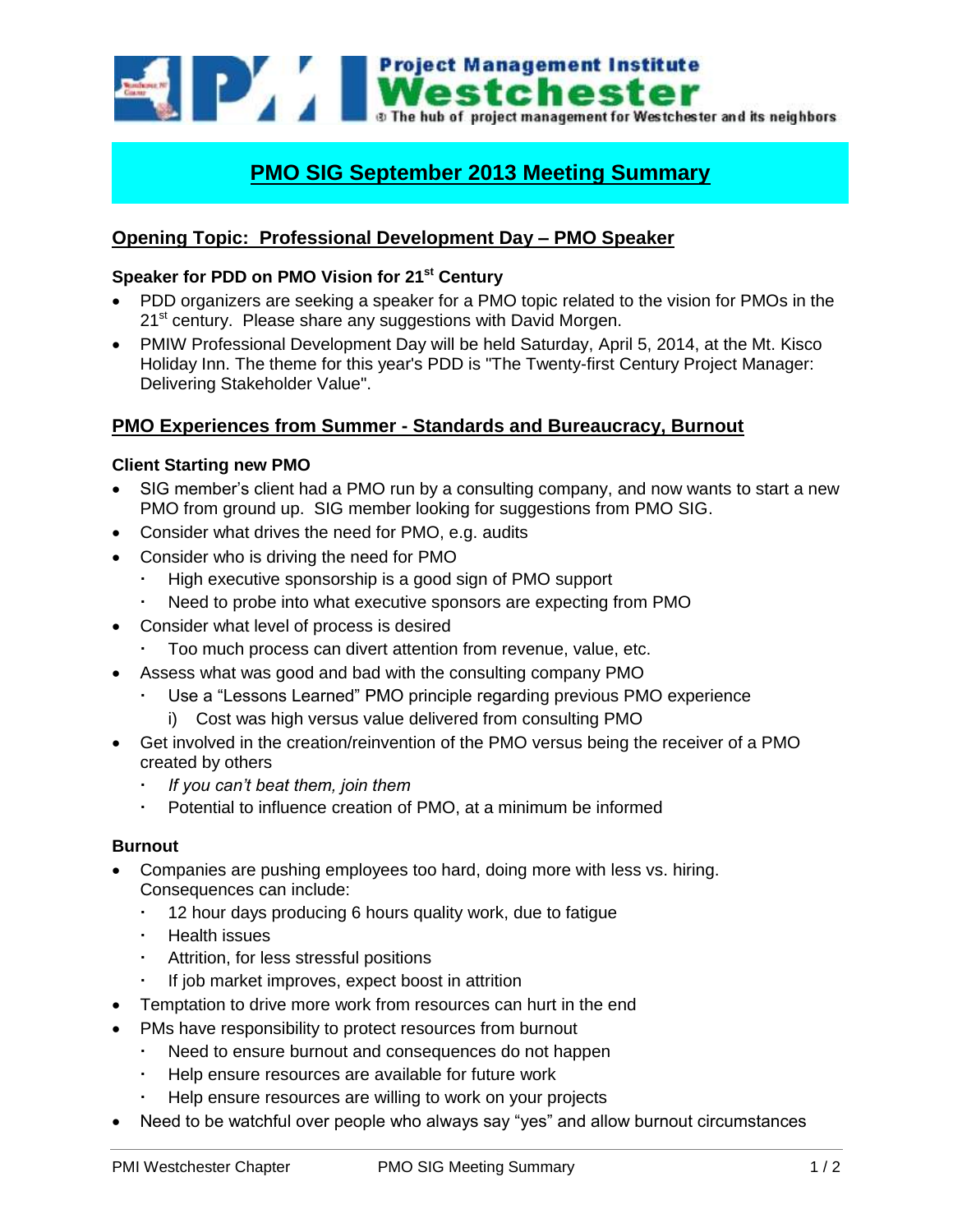Project Management Institute
# Westchester
® The hub of project management for Westchester and its neighbors

# PMO SIG September 2013 Meeting Summary

## Opening Topic: Professional Development Day – PMO Speaker

### Speaker for PDD on PMO Vision for 21st Century

- PDD organizers are seeking a speaker for a PMO topic related to the vision for PMOs in the 21st century. Please share any suggestions with David Morgen.
- PMIW Professional Development Day will be held Saturday, April 5, 2014, at the Mt. Kisco Holiday Inn. The theme for this year's PDD is "The Twenty-first Century Project Manager: Delivering Stakeholder Value".

## PMO Experiences from Summer - Standards and Bureaucracy, Burnout

### Client Starting new PMO

- SIG member's client had a PMO run by a consulting company, and now wants to start a new PMO from ground up. SIG member looking for suggestions from PMO SIG.
- Consider what drives the need for PMO, e.g. audits
- Consider who is driving the need for PMO
  - High executive sponsorship is a good sign of PMO support
  - Need to probe into what executive sponsors are expecting from PMO
- Consider what level of process is desired
  - Too much process can divert attention from revenue, value, etc.
- Assess what was good and bad with the consulting company PMO
  - Use a "Lessons Learned" PMO principle regarding previous PMO experience
    i) Cost was high versus value delivered from consulting PMO
- Get involved in the creation/reinvention of the PMO versus being the receiver of a PMO created by others
  - *If you can't beat them, join them*
  - Potential to influence creation of PMO, at a minimum be informed

### Burnout

- Companies are pushing employees too hard, doing more with less vs. hiring. Consequences can include:
  - 12 hour days producing 6 hours quality work, due to fatigue
  - Health issues
  - Attrition, for less stressful positions
  - If job market improves, expect boost in attrition
- Temptation to drive more work from resources can hurt in the end
- PMs have responsibility to protect resources from burnout
  - Need to ensure burnout and consequences do not happen
  - Help ensure resources are available for future work
  - Help ensure resources are willing to work on your projects
- Need to be watchful over people who always say "yes" and allow burnout circumstances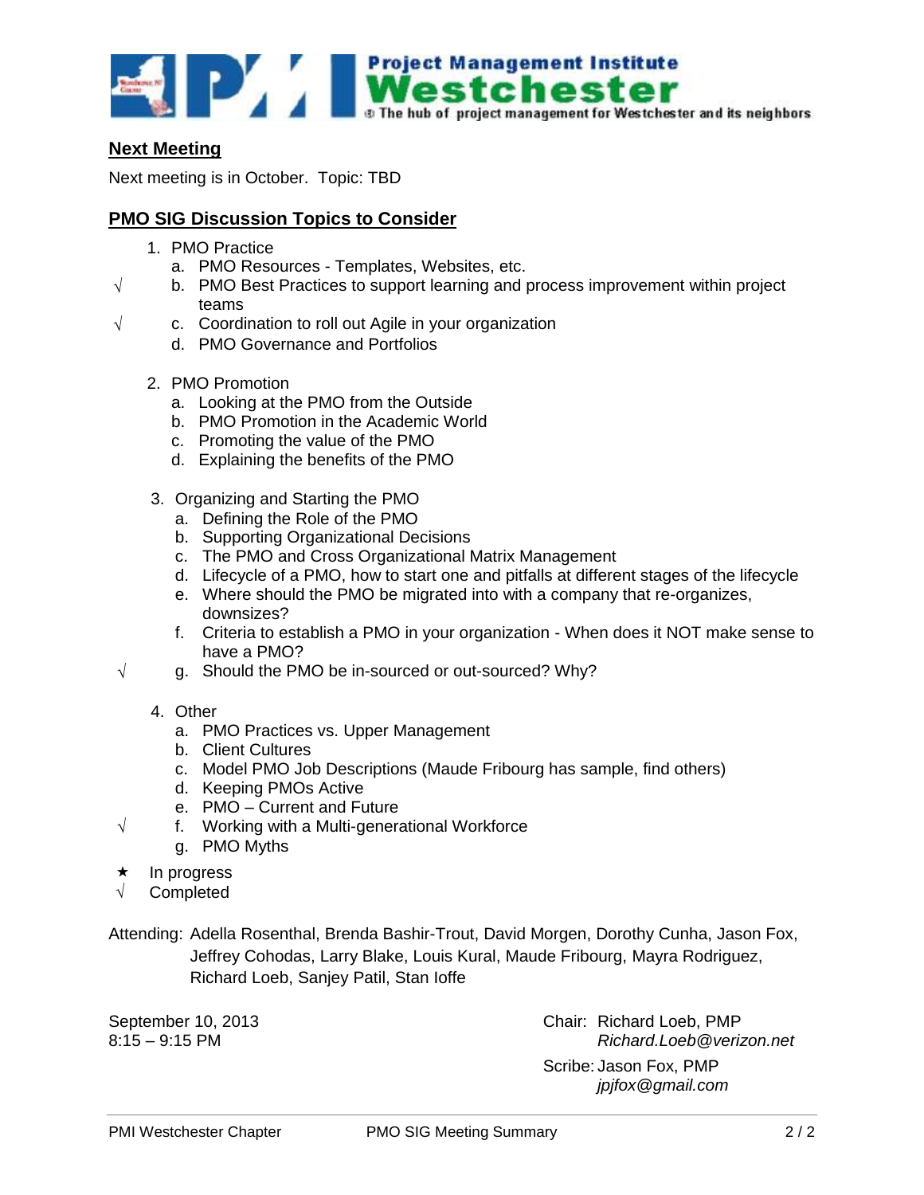Project Management Institute Westchester — The hub of project management for Westchester and its neighbors

## Next Meeting

Next meeting is in October. Topic: TBD

## PMO SIG Discussion Topics to Consider

1. PMO Practice
   a. PMO Resources - Templates, Websites, etc.
   √ b. PMO Best Practices to support learning and process improvement within project teams
   √ c. Coordination to roll out Agile in your organization
   d. PMO Governance and Portfolios

2. PMO Promotion
   a. Looking at the PMO from the Outside
   b. PMO Promotion in the Academic World
   c. Promoting the value of the PMO
   d. Explaining the benefits of the PMO

3. Organizing and Starting the PMO
   a. Defining the Role of the PMO
   b. Supporting Organizational Decisions
   c. The PMO and Cross Organizational Matrix Management
   d. Lifecycle of a PMO, how to start one and pitfalls at different stages of the lifecycle
   e. Where should the PMO be migrated into with a company that re-organizes, downsizes?
   f. Criteria to establish a PMO in your organization - When does it NOT make sense to have a PMO?
   √ g. Should the PMO be in-sourced or out-sourced? Why?

4. Other
   a. PMO Practices vs. Upper Management
   b. Client Cultures
   c. Model PMO Job Descriptions (Maude Fribourg has sample, find others)
   d. Keeping PMOs Active
   e. PMO – Current and Future
   √ f. Working with a Multi-generational Workforce
   g. PMO Myths

★ In progress
√ Completed

Attending: Adella Rosenthal, Brenda Bashir-Trout, David Morgen, Dorothy Cunha, Jason Fox, Jeffrey Cohodas, Larry Blake, Louis Kural, Maude Fribourg, Mayra Rodriguez, Richard Loeb, Sanjey Patil, Stan Ioffe

September 10, 2013
8:15 – 9:15 PM

Chair: Richard Loeb, PMP
*Richard.Loeb@verizon.net*

Scribe: Jason Fox, PMP
*jpjfox@gmail.com*